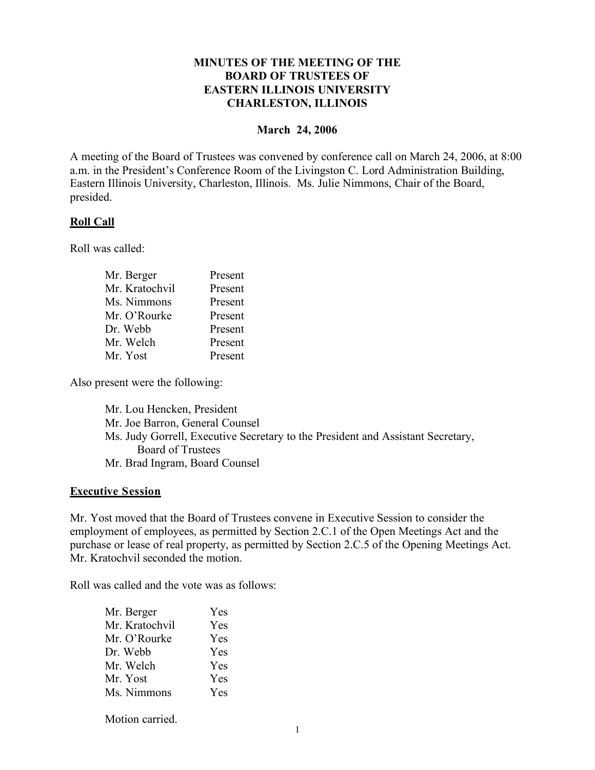# MINUTES OF THE MEETING OF THE BOARD OF TRUSTEES OF EASTERN ILLINOIS UNIVERSITY CHARLESTON, ILLINOIS

**March 24, 2006**

A meeting of the Board of Trustees was convened by conference call on March 24, 2006, at 8:00 a.m. in the President's Conference Room of the Livingston C. Lord Administration Building, Eastern Illinois University, Charleston, Illinois. Ms. Julie Nimmons, Chair of the Board, presided.

## Roll Call

Roll was called:

| | |
|---|---|
| Mr. Berger | Present |
| Mr. Kratochvil | Present |
| Ms. Nimmons | Present |
| Mr. O'Rourke | Present |
| Dr. Webb | Present |
| Mr. Welch | Present |
| Mr. Yost | Present |

Also present were the following:

- Mr. Lou Hencken, President
- Mr. Joe Barron, General Counsel
- Ms. Judy Gorrell, Executive Secretary to the President and Assistant Secretary, Board of Trustees
- Mr. Brad Ingram, Board Counsel

## Executive Session

Mr. Yost moved that the Board of Trustees convene in Executive Session to consider the employment of employees, as permitted by Section 2.C.1 of the Open Meetings Act and the purchase or lease of real property, as permitted by Section 2.C.5 of the Opening Meetings Act. Mr. Kratochvil seconded the motion.

Roll was called and the vote was as follows:

| | |
|---|---|
| Mr. Berger | Yes |
| Mr. Kratochvil | Yes |
| Mr. O'Rourke | Yes |
| Dr. Webb | Yes |
| Mr. Welch | Yes |
| Mr. Yost | Yes |
| Ms. Nimmons | Yes |

Motion carried.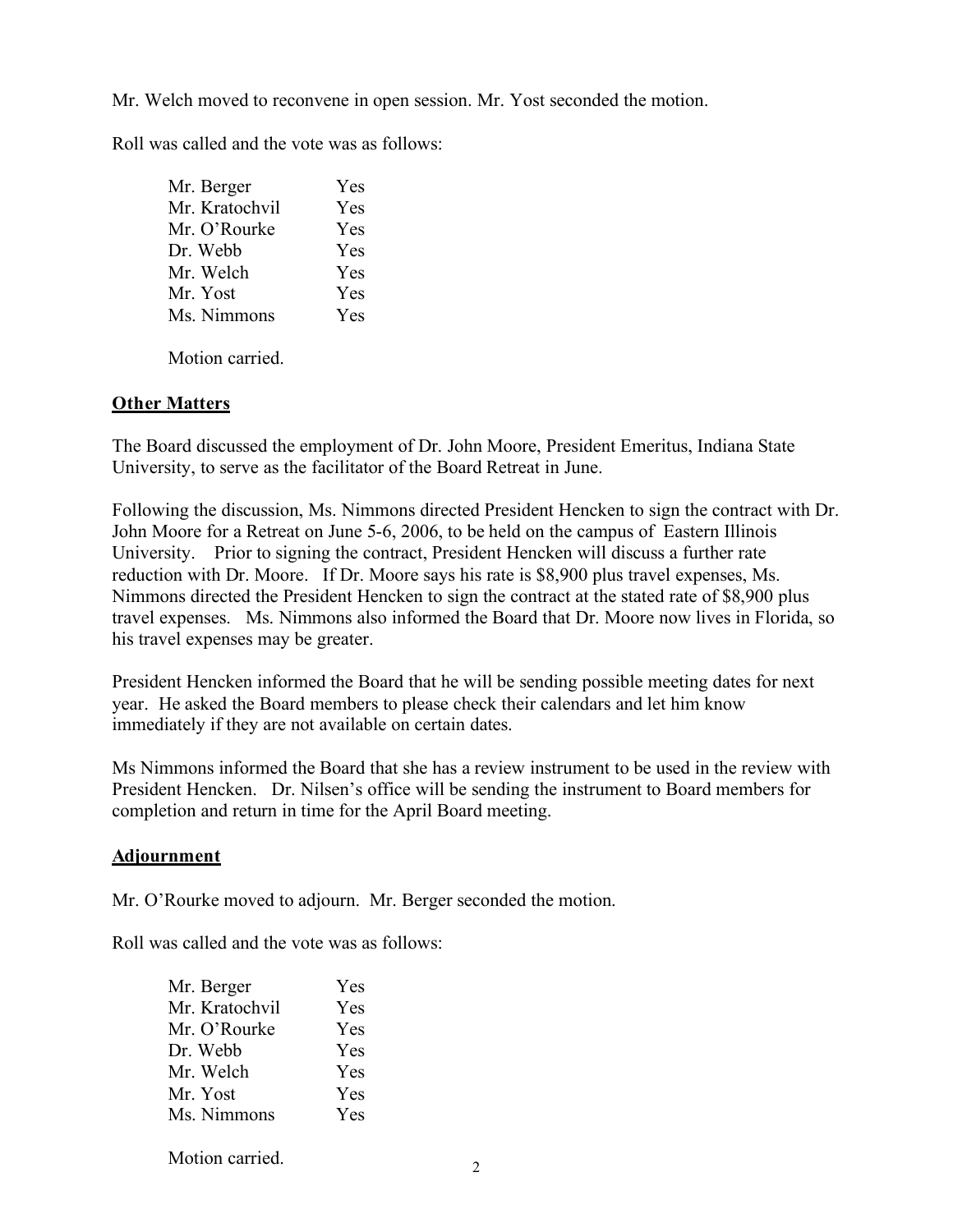Mr. Welch moved to reconvene in open session. Mr. Yost seconded the motion.

Roll was called and the vote was as follows:

| | |
|---|---|
| Mr. Berger | Yes |
| Mr. Kratochvil | Yes |
| Mr. O'Rourke | Yes |
| Dr. Webb | Yes |
| Mr. Welch | Yes |
| Mr. Yost | Yes |
| Ms. Nimmons | Yes |

Motion carried.

## Other Matters

The Board discussed the employment of Dr. John Moore, President Emeritus, Indiana State University, to serve as the facilitator of the Board Retreat in June.

Following the discussion, Ms. Nimmons directed President Hencken to sign the contract with Dr. John Moore for a Retreat on June 5-6, 2006, to be held on the campus of Eastern Illinois University. Prior to signing the contract, President Hencken will discuss a further rate reduction with Dr. Moore. If Dr. Moore says his rate is $8,900 plus travel expenses, Ms. Nimmons directed the President Hencken to sign the contract at the stated rate of $8,900 plus travel expenses. Ms. Nimmons also informed the Board that Dr. Moore now lives in Florida, so his travel expenses may be greater.

President Hencken informed the Board that he will be sending possible meeting dates for next year. He asked the Board members to please check their calendars and let him know immediately if they are not available on certain dates.

Ms Nimmons informed the Board that she has a review instrument to be used in the review with President Hencken. Dr. Nilsen's office will be sending the instrument to Board members for completion and return in time for the April Board meeting.

## Adjournment

Mr. O'Rourke moved to adjourn. Mr. Berger seconded the motion.

Roll was called and the vote was as follows:

| | |
|---|---|
| Mr. Berger | Yes |
| Mr. Kratochvil | Yes |
| Mr. O'Rourke | Yes |
| Dr. Webb | Yes |
| Mr. Welch | Yes |
| Mr. Yost | Yes |
| Ms. Nimmons | Yes |

Motion carried.